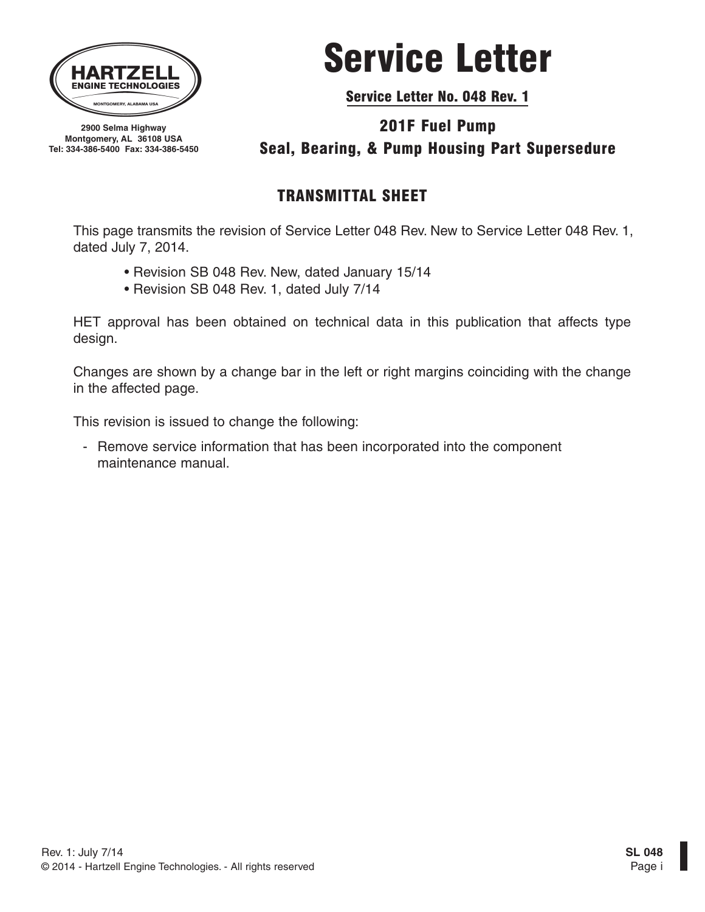HARTZELL ENGINE TECHNOLOGIES
MONTGOMERY, ALABAMA USA

2900 Selma Highway
Montgomery, AL 36108 USA
Tel: 334-386-5400 Fax: 334-386-5450

# Service Letter

**Service Letter No. 048 Rev. 1**

## 201F Fuel Pump
## Seal, Bearing, & Pump Housing Part Supersedure

### TRANSMITTAL SHEET

This page transmits the revision of Service Letter 048 Rev. New to Service Letter 048 Rev. 1, dated July 7, 2014.

- Revision SB 048 Rev. New, dated January 15/14
- Revision SB 048 Rev. 1, dated July 7/14

HET approval has been obtained on technical data in this publication that affects type design.

Changes are shown by a change bar in the left or right margins coinciding with the change in the affected page.

This revision is issued to change the following:

- Remove service information that has been incorporated into the component maintenance manual.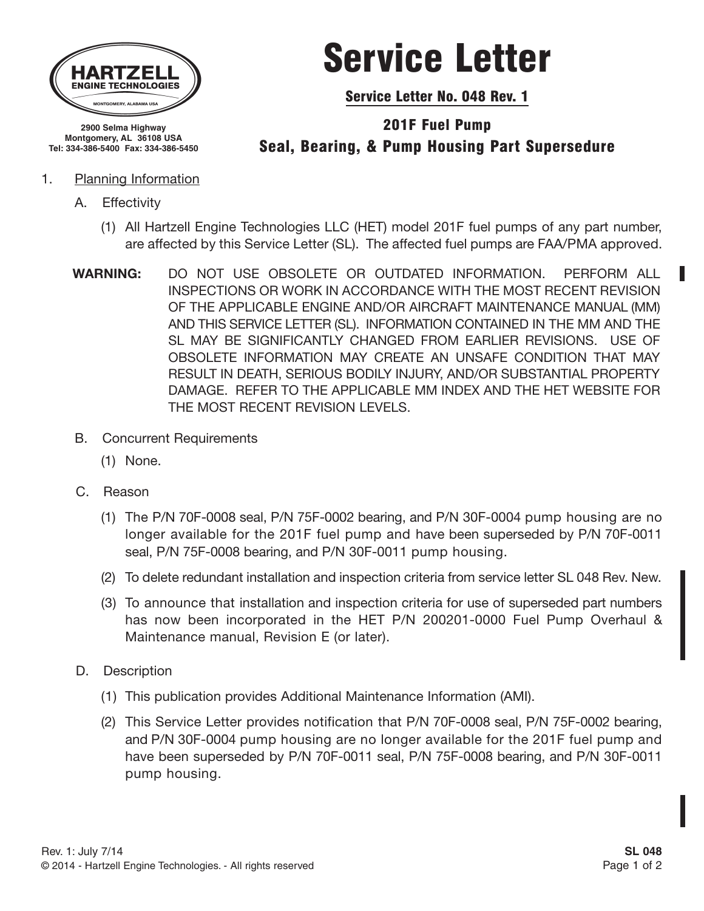HARTZELL
ENGINE TECHNOLOGIES
MONTGOMERY, ALABAMA USA

2900 Selma Highway
Montgomery, AL 36108 USA
Tel: 334-386-5400 Fax: 334-386-5450

# Service Letter

## Service Letter No. 048 Rev. 1

## 201F Fuel Pump
## Seal, Bearing, & Pump Housing Part Supersedure

1. Planning Information

   A. Effectivity

      (1) All Hartzell Engine Technologies LLC (HET) model 201F fuel pumps of any part number, are affected by this Service Letter (SL). The affected fuel pumps are FAA/PMA approved.

**WARNING:** DO NOT USE OBSOLETE OR OUTDATED INFORMATION. PERFORM ALL INSPECTIONS OR WORK IN ACCORDANCE WITH THE MOST RECENT REVISION OF THE APPLICABLE ENGINE AND/OR AIRCRAFT MAINTENANCE MANUAL (MM) AND THIS SERVICE LETTER (SL). INFORMATION CONTAINED IN THE MM AND THE SL MAY BE SIGNIFICANTLY CHANGED FROM EARLIER REVISIONS. USE OF OBSOLETE INFORMATION MAY CREATE AN UNSAFE CONDITION THAT MAY RESULT IN DEATH, SERIOUS BODILY INJURY, AND/OR SUBSTANTIAL PROPERTY DAMAGE. REFER TO THE APPLICABLE MM INDEX AND THE HET WEBSITE FOR THE MOST RECENT REVISION LEVELS.

   B. Concurrent Requirements

      (1) None.

   C. Reason

      (1) The P/N 70F-0008 seal, P/N 75F-0002 bearing, and P/N 30F-0004 pump housing are no longer available for the 201F fuel pump and have been superseded by P/N 70F-0011 seal, P/N 75F-0008 bearing, and P/N 30F-0011 pump housing.

      (2) To delete redundant installation and inspection criteria from service letter SL 048 Rev. New.

      (3) To announce that installation and inspection criteria for use of superseded part numbers has now been incorporated in the HET P/N 200201-0000 Fuel Pump Overhaul & Maintenance manual, Revision E (or later).

   D. Description

      (1) This publication provides Additional Maintenance Information (AMI).

      (2) This Service Letter provides notification that P/N 70F-0008 seal, P/N 75F-0002 bearing, and P/N 30F-0004 pump housing are no longer available for the 201F fuel pump and have been superseded by P/N 70F-0011 seal, P/N 75F-0008 bearing, and P/N 30F-0011 pump housing.

Rev. 1: July 7/14
© 2014 - Hartzell Engine Technologies. - All rights reserved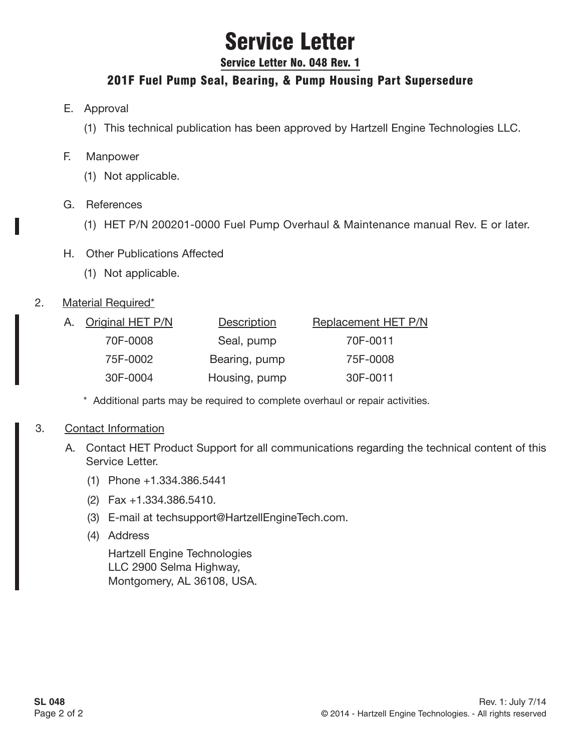# Service Letter

## Service Letter No. 048 Rev. 1

### 201F Fuel Pump Seal, Bearing, & Pump Housing Part Supersedure

E. Approval

(1) This technical publication has been approved by Hartzell Engine Technologies LLC.

F. Manpower

(1) Not applicable.

G. References

(1) HET P/N 200201-0000 Fuel Pump Overhaul & Maintenance manual Rev. E or later.

H. Other Publications Affected

(1) Not applicable.

2. Material Required*

A.

| Original HET P/N | Description | Replacement HET P/N |
|---|---|---|
| 70F-0008 | Seal, pump | 70F-0011 |
| 75F-0002 | Bearing, pump | 75F-0008 |
| 30F-0004 | Housing, pump | 30F-0011 |

\* Additional parts may be required to complete overhaul or repair activities.

3. Contact Information

A. Contact HET Product Support for all communications regarding the technical content of this Service Letter.

(1) Phone +1.334.386.5441

(2) Fax +1.334.386.5410.

(3) E-mail at techsupport@HartzellEngineTech.com.

(4) Address

Hartzell Engine Technologies
LLC 2900 Selma Highway,
Montgomery, AL 36108, USA.